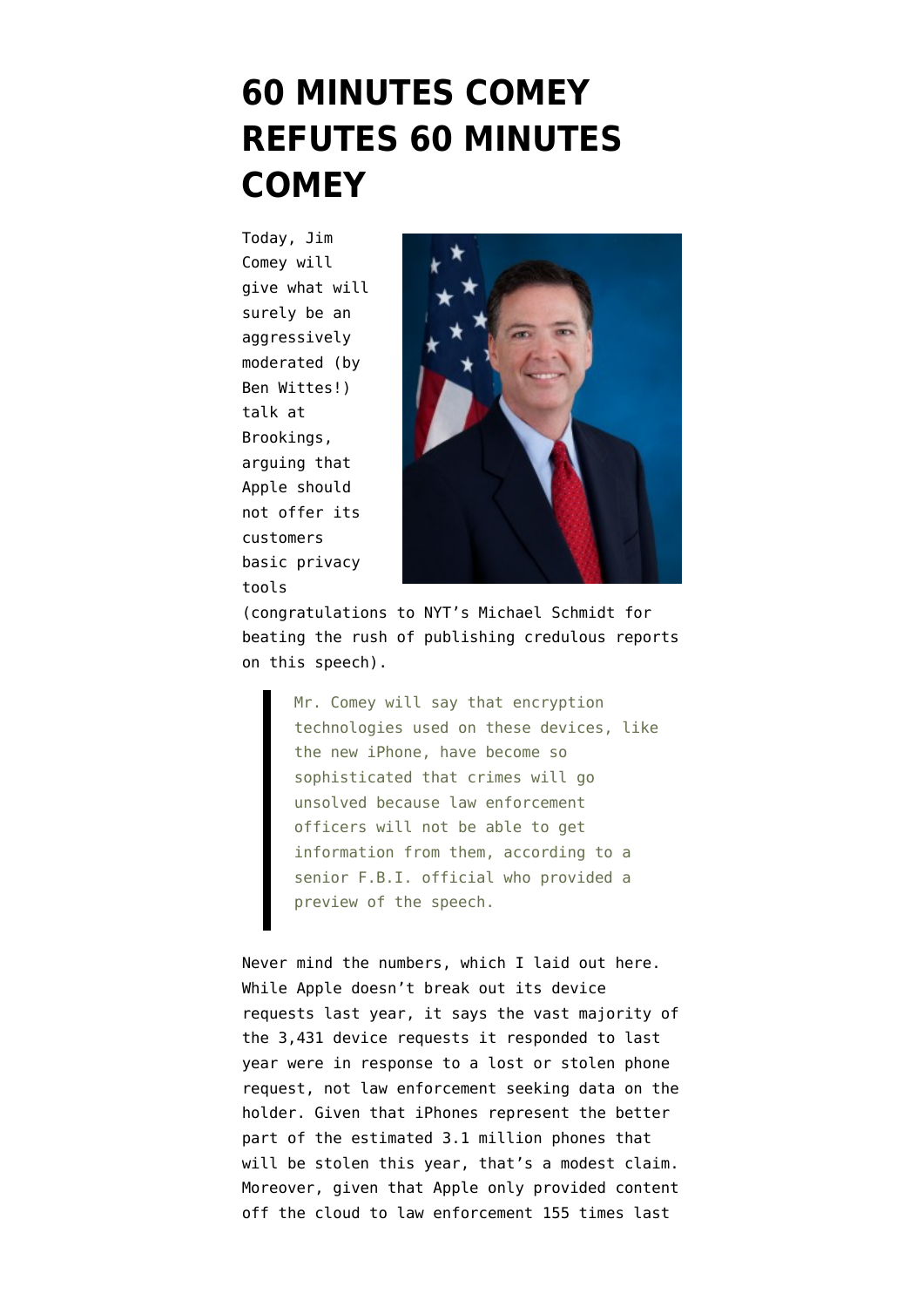# 60 MINUTES COMEY REFUTES 60 MINUTES COMEY

Today, Jim Comey will give what will surely be an aggressively moderated (by Ben Wittes!) talk at Brookings, arguing that Apple should not offer its customers basic privacy tools (congratulations to NYT's Michael Schmidt for beating the rush of publishing credulous reports on this speech).

> Mr. Comey will say that encryption technologies used on these devices, like the new iPhone, have become so sophisticated that crimes will go unsolved because law enforcement officers will not be able to get information from them, according to a senior F.B.I. official who provided a preview of the speech.

Never mind the numbers, which I laid out here. While Apple doesn't break out its device requests last year, it says the vast majority of the 3,431 device requests it responded to last year were in response to a lost or stolen phone request, not law enforcement seeking data on the holder. Given that iPhones represent the better part of the estimated 3.1 million phones that will be stolen this year, that's a modest claim. Moreover, given that Apple only provided content off the cloud to law enforcement 155 times last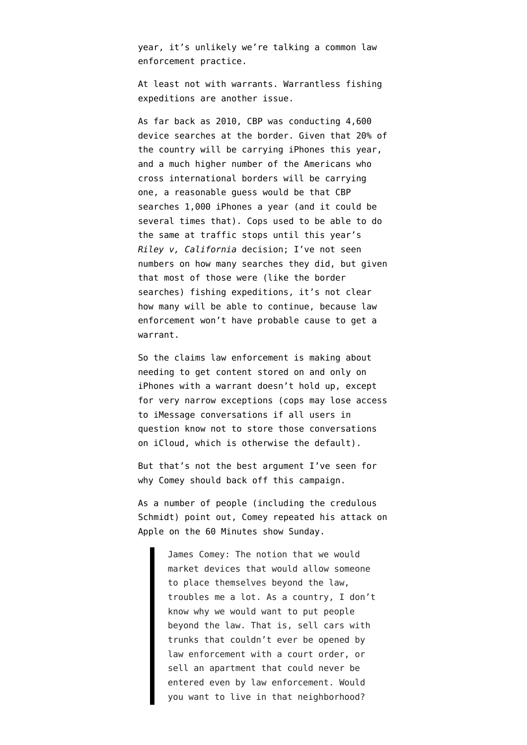year, it's unlikely we're talking a common law enforcement practice.

At least not with warrants. Warrantless fishing expeditions are another issue.

As far back as 2010, CBP was conducting 4,600 device searches at the border. Given that 20% of the country will be carrying iPhones this year, and a much higher number of the Americans who cross international borders will be carrying one, a reasonable guess would be that CBP searches 1,000 iPhones a year (and it could be several times that). Cops used to be able to do the same at traffic stops until this year's *Riley v, California* decision; I've not seen numbers on how many searches they did, but given that most of those were (like the border searches) fishing expeditions, it's not clear how many will be able to continue, because law enforcement won't have probable cause to get a warrant.

So the claims law enforcement is making about needing to get content stored on and only on iPhones with a warrant doesn't hold up, except for very narrow exceptions (cops may lose access to iMessage conversations if all users in question know not to store those conversations on iCloud, which is otherwise the default).

But that's not the best argument I've seen for why Comey should back off this campaign.

As a number of people (including the credulous Schmidt) point out, Comey repeated his attack on Apple on the 60 Minutes show Sunday.

> James Comey: The notion that we would market devices that would allow someone to place themselves beyond the law, troubles me a lot. As a country, I don't know why we would want to put people beyond the law. That is, sell cars with trunks that couldn't ever be opened by law enforcement with a court order, or sell an apartment that could never be entered even by law enforcement. Would you want to live in that neighborhood?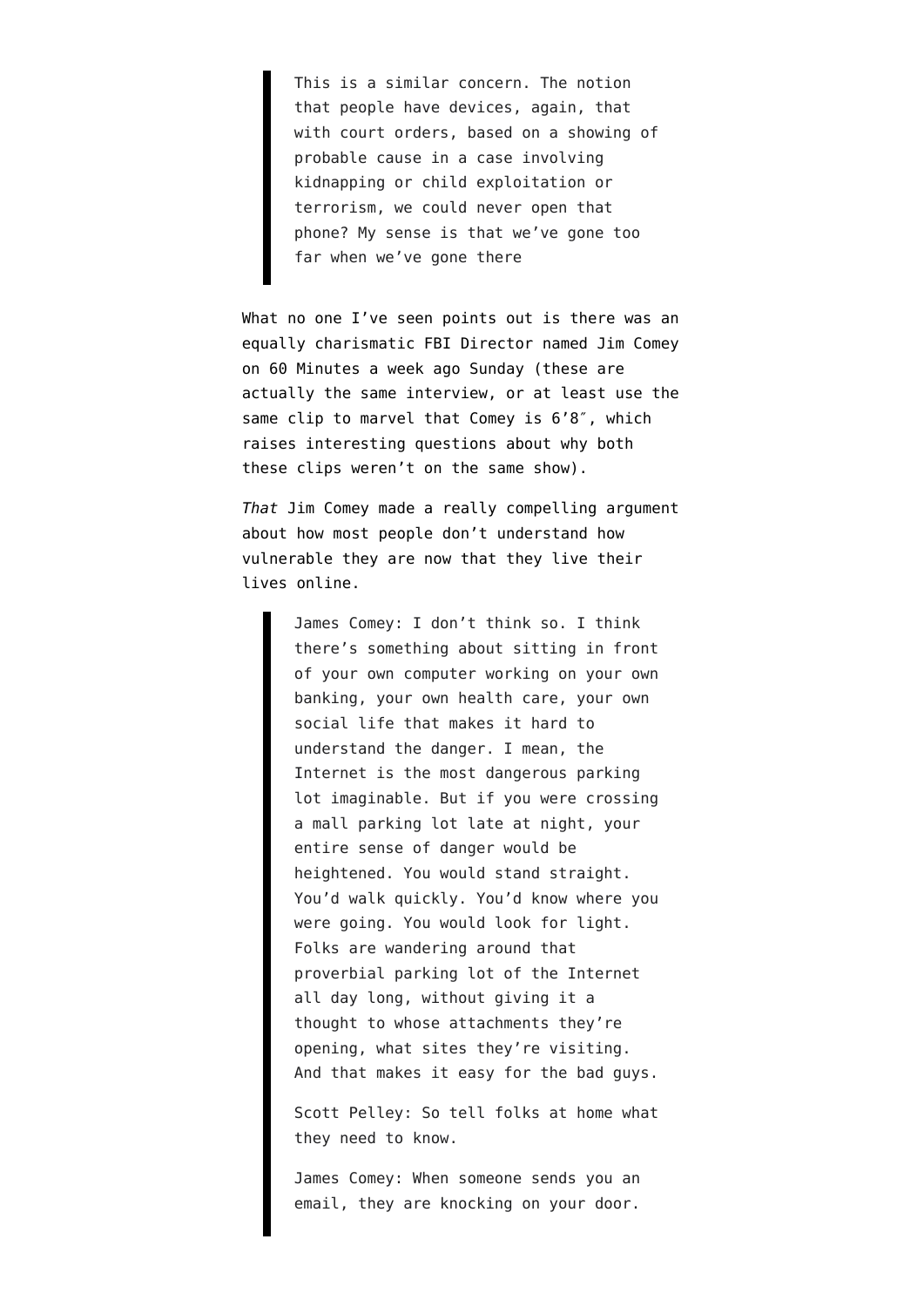> This is a similar concern. The notion that people have devices, again, that with court orders, based on a showing of probable cause in a case involving kidnapping or child exploitation or terrorism, we could never open that phone? My sense is that we've gone too far when we've gone there

What no one I've seen points out is there was an equally charismatic FBI Director named Jim Comey on 60 Minutes a week ago Sunday (these are actually the same interview, or at least use the same clip to marvel that Comey is 6'8″, which raises interesting questions about why both these clips weren't on the same show).

*That* Jim Comey made a really compelling argument about how most people don't understand how vulnerable they are now that they live their lives online.

> James Comey: I don't think so. I think there's something about sitting in front of your own computer working on your own banking, your own health care, your own social life that makes it hard to understand the danger. I mean, the Internet is the most dangerous parking lot imaginable. But if you were crossing a mall parking lot late at night, your entire sense of danger would be heightened. You would stand straight. You'd walk quickly. You'd know where you were going. You would look for light. Folks are wandering around that proverbial parking lot of the Internet all day long, without giving it a thought to whose attachments they're opening, what sites they're visiting. And that makes it easy for the bad guys.
>
> Scott Pelley: So tell folks at home what they need to know.
>
> James Comey: When someone sends you an email, they are knocking on your door.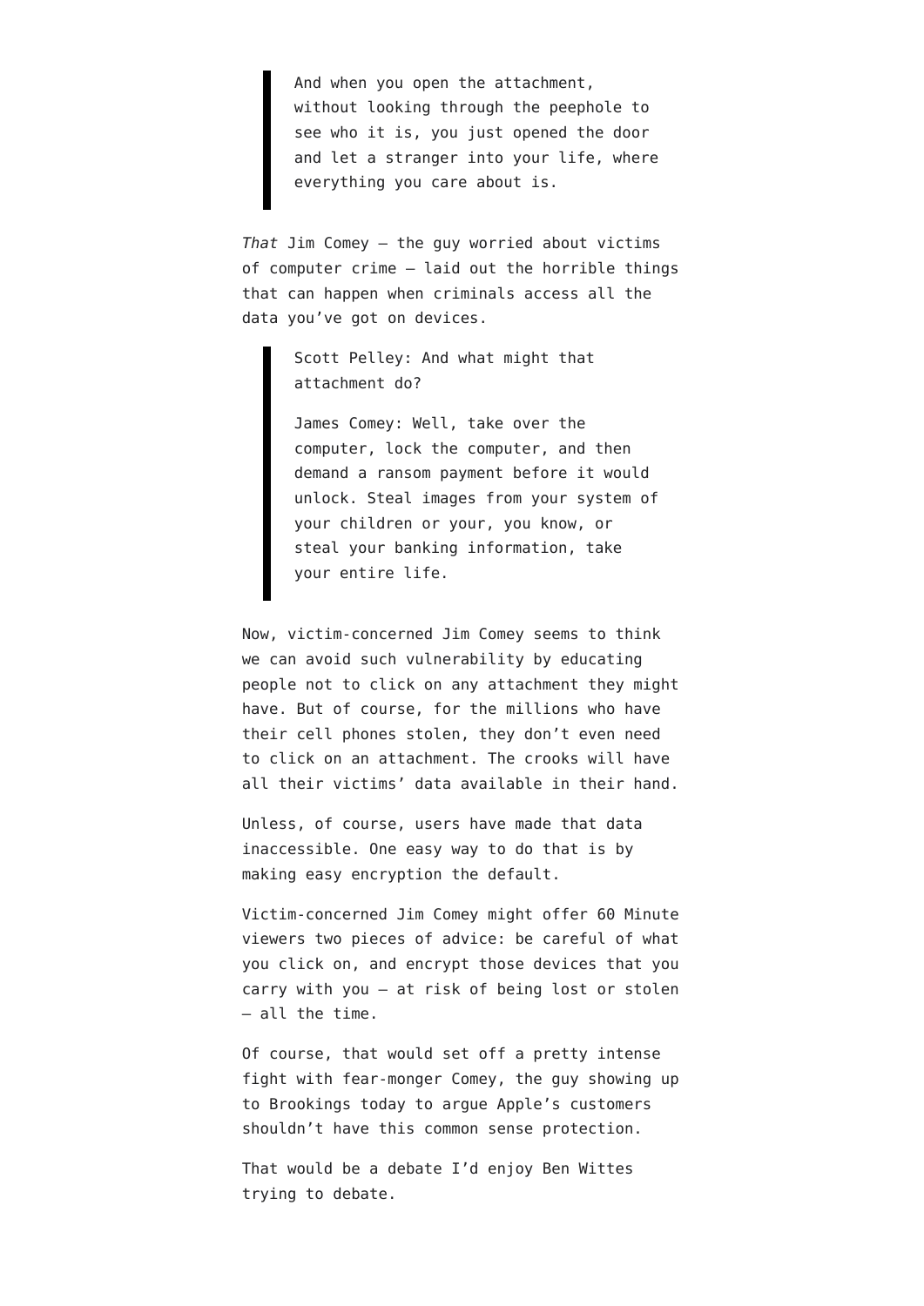> And when you open the attachment, without looking through the peephole to see who it is, you just opened the door and let a stranger into your life, where everything you care about is.

*That* Jim Comey — the guy worried about victims of computer crime — laid out the horrible things that can happen when criminals access all the data you've got on devices.

> Scott Pelley: And what might that attachment do?
>
> James Comey: Well, take over the computer, lock the computer, and then demand a ransom payment before it would unlock. Steal images from your system of your children or your, you know, or steal your banking information, take your entire life.

Now, victim-concerned Jim Comey seems to think we can avoid such vulnerability by educating people not to click on any attachment they might have. But of course, for the millions who have their cell phones stolen, they don't even need to click on an attachment. The crooks will have all their victims' data available in their hand.

Unless, of course, users have made that data inaccessible. One easy way to do that is by making easy encryption the default.

Victim-concerned Jim Comey might offer 60 Minute viewers two pieces of advice: be careful of what you click on, and encrypt those devices that you carry with you — at risk of being lost or stolen — all the time.

Of course, that would set off a pretty intense fight with fear-monger Comey, the guy showing up to Brookings today to argue Apple's customers shouldn't have this common sense protection.

That would be a debate I'd enjoy Ben Wittes trying to debate.